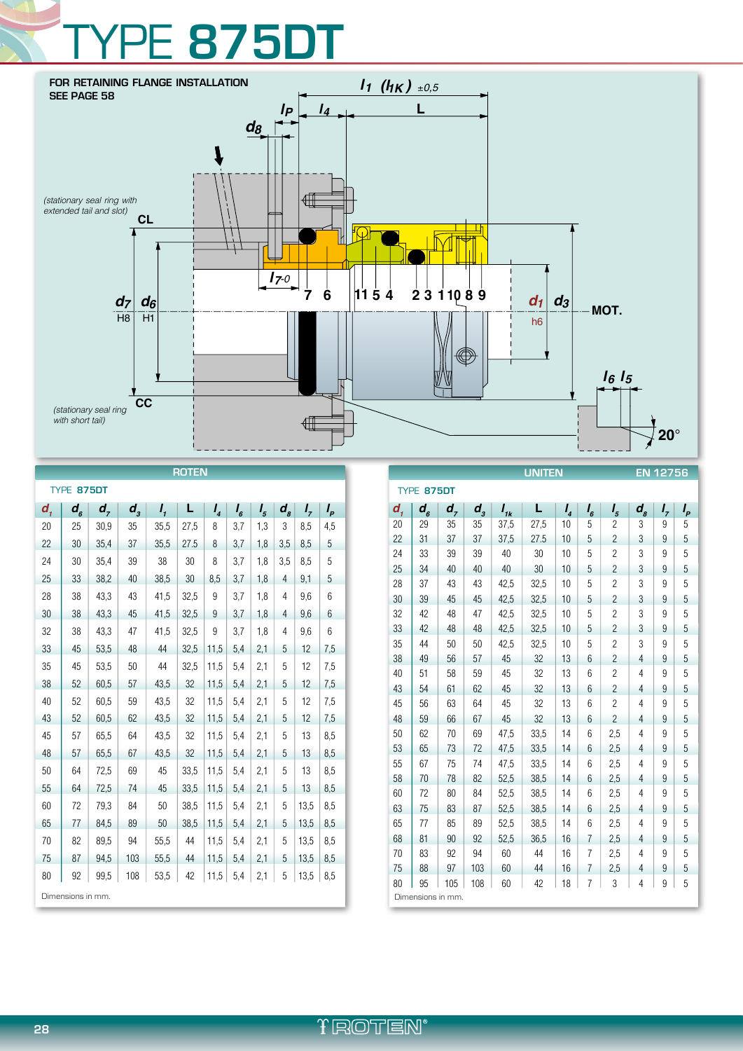# TYPE 875DT

FOR RETAINING FLANGE INSTALLATION
SEE PAGE 58

(stationary seal ring with extended tail and slot)

CL

(stationary seal ring with short tail)

CC

$l_1$ ($l_{1K}$) ±0,5 L $l_P$ $l_4$ $d_8$ $l_{7-0}$ 7 6 11 5 4 2 3 1 10 8 9 $d_7$ H8 $d_6$ H1 $d_1$ h6 $d_3$ MOT. $l_6$ $l_5$ 20°

## ROTEN

TYPE 875DT

| $d_1$ | $d_6$ | $d_7$ | $d_3$ | $l_1$ | L | $l_4$ | $l_6$ | $l_5$ | $d_8$ | $l_7$ | $l_P$ |
|---|---|---|---|---|---|---|---|---|---|---|---|
| 20 | 25 | 30,9 | 35 | 35,5 | 27,5 | 8 | 3,7 | 1,3 | 3 | 8,5 | 4,5 |
| 22 | 30 | 35,4 | 37 | 35,5 | 27.5 | 8 | 3,7 | 1,8 | 3,5 | 8,5 | 5 |
| 24 | 30 | 35,4 | 39 | 38 | 30 | 8 | 3,7 | 1,8 | 3,5 | 8,5 | 5 |
| 25 | 33 | 38,2 | 40 | 38,5 | 30 | 8,5 | 3,7 | 1,8 | 4 | 9,1 | 5 |
| 28 | 38 | 43,3 | 43 | 41,5 | 32,5 | 9 | 3,7 | 1,8 | 4 | 9,6 | 6 |
| 30 | 38 | 43,3 | 45 | 41,5 | 32,5 | 9 | 3,7 | 1,8 | 4 | 9,6 | 6 |
| 32 | 38 | 43,3 | 47 | 41,5 | 32,5 | 9 | 3,7 | 1,8 | 4 | 9,6 | 6 |
| 33 | 45 | 53,5 | 48 | 44 | 32,5 | 11,5 | 5,4 | 2,1 | 5 | 12 | 7,5 |
| 35 | 45 | 53,5 | 50 | 44 | 32,5 | 11,5 | 5,4 | 2,1 | 5 | 12 | 7,5 |
| 38 | 52 | 60,5 | 57 | 43,5 | 32 | 11,5 | 5,4 | 2,1 | 5 | 12 | 7,5 |
| 40 | 52 | 60,5 | 59 | 43,5 | 32 | 11,5 | 5,4 | 2,1 | 5 | 12 | 7,5 |
| 43 | 52 | 60,5 | 62 | 43,5 | 32 | 11,5 | 5,4 | 2,1 | 5 | 12 | 7,5 |
| 45 | 57 | 65,5 | 64 | 43,5 | 32 | 11,5 | 5,4 | 2,1 | 5 | 13 | 8,5 |
| 48 | 57 | 65,5 | 67 | 43,5 | 32 | 11,5 | 5,4 | 2,1 | 5 | 13 | 8,5 |
| 50 | 64 | 72,5 | 69 | 45 | 33,5 | 11,5 | 5,4 | 2,1 | 5 | 13 | 8,5 |
| 55 | 64 | 72,5 | 74 | 45 | 33,5 | 11,5 | 5,4 | 2,1 | 5 | 13 | 8,5 |
| 60 | 72 | 79,3 | 84 | 50 | 38,5 | 11,5 | 5,4 | 2,1 | 5 | 13,5 | 8,5 |
| 65 | 77 | 84,5 | 89 | 50 | 38,5 | 11,5 | 5,4 | 2,1 | 5 | 13,5 | 8,5 |
| 70 | 82 | 89,5 | 94 | 55,5 | 44 | 11,5 | 5,4 | 2,1 | 5 | 13,5 | 8,5 |
| 75 | 87 | 94,5 | 103 | 55,5 | 44 | 11,5 | 5,4 | 2,1 | 5 | 13,5 | 8,5 |
| 80 | 92 | 99,5 | 108 | 53,5 | 42 | 11,5 | 5,4 | 2,1 | 5 | 13,5 | 8,5 |

Dimensions in mm.

## UNITEN — EN 12756

TYPE 875DT

| $d_1$ | $d_6$ | $d_7$ | $d_3$ | $l_{1k}$ | L | $l_4$ | $l_6$ | $l_5$ | $d_8$ | $l_7$ | $l_P$ |
|---|---|---|---|---|---|---|---|---|---|---|---|
| 20 | 29 | 35 | 35 | 37,5 | 27,5 | 10 | 5 | 2 | 3 | 9 | 5 |
| 22 | 31 | 37 | 37 | 37,5 | 27,5 | 10 | 5 | 2 | 3 | 9 | 5 |
| 24 | 33 | 39 | 39 | 40 | 30 | 10 | 5 | 2 | 3 | 9 | 5 |
| 25 | 34 | 40 | 40 | 40 | 30 | 10 | 5 | 2 | 3 | 9 | 5 |
| 28 | 37 | 43 | 43 | 42,5 | 32,5 | 10 | 5 | 2 | 3 | 9 | 5 |
| 30 | 39 | 45 | 45 | 42,5 | 32,5 | 10 | 5 | 2 | 3 | 9 | 5 |
| 32 | 42 | 48 | 47 | 42,5 | 32,5 | 10 | 5 | 2 | 3 | 9 | 5 |
| 33 | 42 | 48 | 48 | 42,5 | 32,5 | 10 | 5 | 2 | 3 | 9 | 5 |
| 35 | 44 | 50 | 50 | 42,5 | 32,5 | 10 | 5 | 2 | 3 | 9 | 5 |
| 38 | 49 | 56 | 57 | 45 | 32 | 13 | 6 | 2 | 4 | 9 | 5 |
| 40 | 51 | 58 | 59 | 45 | 32 | 13 | 6 | 2 | 4 | 9 | 5 |
| 43 | 54 | 61 | 62 | 45 | 32 | 13 | 6 | 2 | 4 | 9 | 5 |
| 45 | 56 | 63 | 64 | 45 | 32 | 13 | 6 | 2 | 4 | 9 | 5 |
| 48 | 59 | 66 | 67 | 45 | 32 | 13 | 6 | 2 | 4 | 9 | 5 |
| 50 | 62 | 70 | 69 | 47,5 | 33,5 | 14 | 6 | 2,5 | 4 | 9 | 5 |
| 53 | 65 | 73 | 72 | 47,5 | 33,5 | 14 | 6 | 2,5 | 4 | 9 | 5 |
| 55 | 67 | 75 | 74 | 47,5 | 33,5 | 14 | 6 | 2,5 | 4 | 9 | 5 |
| 58 | 70 | 78 | 82 | 52,5 | 38,5 | 14 | 6 | 2,5 | 4 | 9 | 5 |
| 60 | 72 | 80 | 84 | 52,5 | 38,5 | 14 | 6 | 2,5 | 4 | 9 | 5 |
| 63 | 75 | 83 | 87 | 52,5 | 38,5 | 14 | 6 | 2,5 | 4 | 9 | 5 |
| 65 | 77 | 85 | 89 | 52,5 | 38,5 | 14 | 6 | 2,5 | 4 | 9 | 5 |
| 68 | 81 | 90 | 92 | 52,5 | 36,5 | 16 | 7 | 2,5 | 4 | 9 | 5 |
| 70 | 83 | 92 | 94 | 60 | 44 | 16 | 7 | 2,5 | 4 | 9 | 5 |
| 75 | 88 | 97 | 103 | 60 | 44 | 16 | 7 | 2,5 | 4 | 9 | 5 |
| 80 | 95 | 105 | 108 | 60 | 42 | 18 | 7 | 3 | 4 | 9 | 5 |

Dimensions in mm.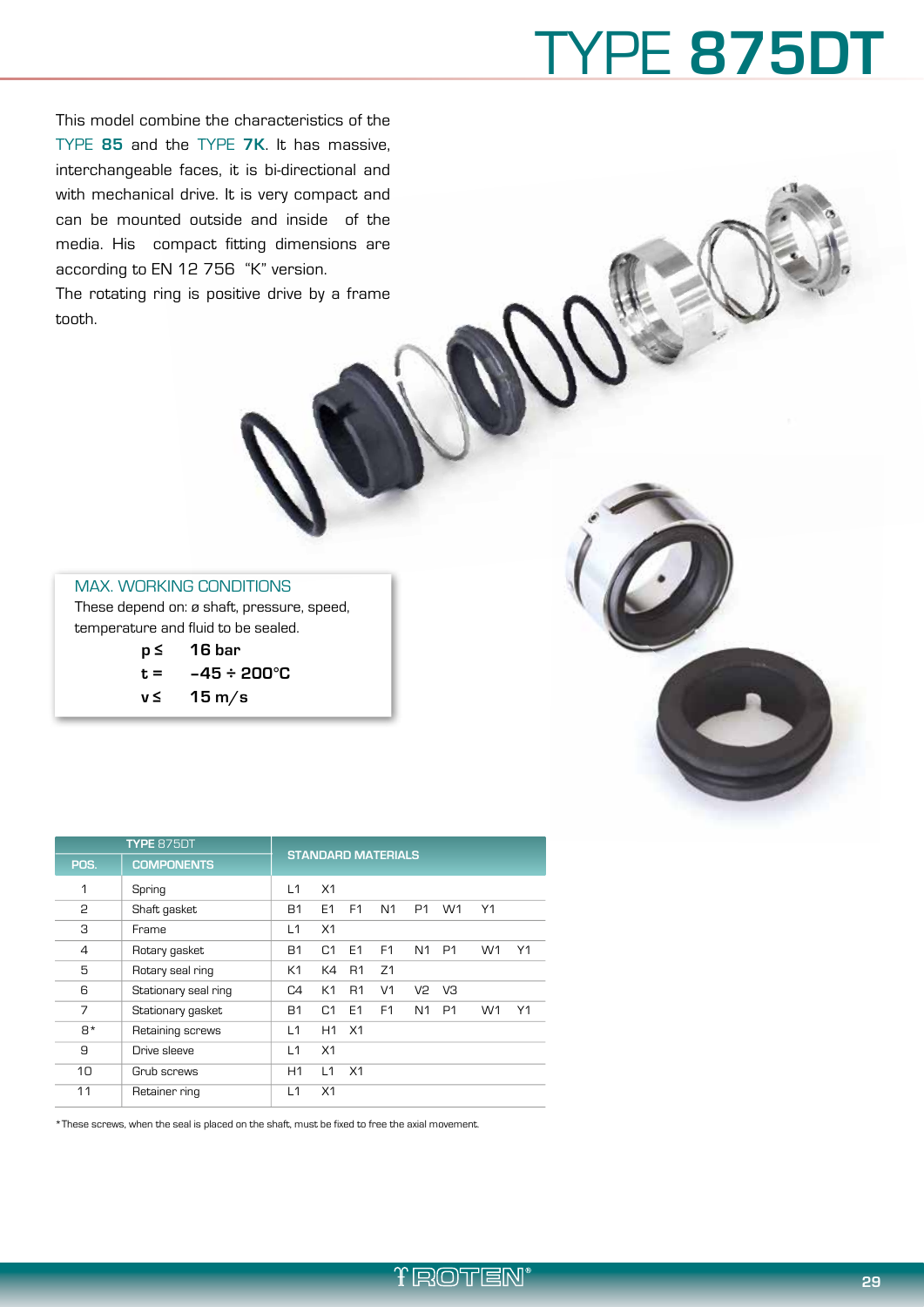# TYPE **875DT**

This model combine the characteristics of the TYPE **85** and the TYPE **7K**. It has massive, interchangeable faces, it is bi-directional and with mechanical drive. It is very compact and can be mounted outside and inside of the media. His compact fitting dimensions are according to EN 12 756 "K" version.

The rotating ring is positive drive by a frame tooth.

## MAX. WORKING CONDITIONS

These depend on: ø shaft, pressure, speed, temperature and fluid to be sealed.

**p ≤ 16 bar**

**t = -45 ÷ 200°C**

**v ≤ 15 m/s**

| TYPE 875DT | | STANDARD MATERIALS | | | | | | | |
|---|---|---|---|---|---|---|---|---|---|
| POS. | COMPONENTS | | | | | | | | |
| 1 | Spring | L1 | X1 | | | | | | |
| 2 | Shaft gasket | B1 | E1 | F1 | N1 | P1 | W1 | Y1 | |
| 3 | Frame | L1 | X1 | | | | | | |
| 4 | Rotary gasket | B1 | C1 | E1 | F1 | N1 | P1 | W1 | Y1 |
| 5 | Rotary seal ring | K1 | K4 | R1 | Z1 | | | | |
| 6 | Stationary seal ring | C4 | K1 | R1 | V1 | V2 | V3 | | |
| 7 | Stationary gasket | B1 | C1 | E1 | F1 | N1 | P1 | W1 | Y1 |
| 8* | Retaining screws | L1 | H1 | X1 | | | | | |
| 9 | Drive sleeve | L1 | X1 | | | | | | |
| 10 | Grub screws | H1 | L1 | X1 | | | | | |
| 11 | Retainer ring | L1 | X1 | | | | | | |

*These screws, when the seal is placed on the shaft, must be fixed to free the axial movement.